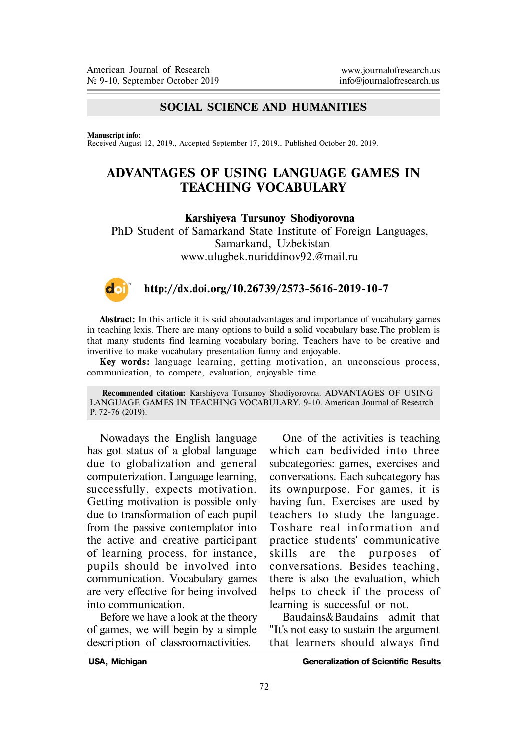## SOCIAL SCIENCE AND HUMANITIES

**Manuscript info:**
Received August 12, 2019., Accepted September 17, 2019., Published October 20, 2019.

# ADVANTAGES OF USING LANGUAGE GAMES IN TEACHING VOCABULARY

**Karshiyeva Tursunoy Shodiyorovna**
PhD Student of Samarkand State Institute of Foreign Languages,
Samarkand, Uzbekistan
www.ulugbek.nuriddinov92.@mail.ru

**http://dx.doi.org/10.26739/2573-5616-2019-10-7**

**Abstract:** In this article it is said aboutadvantages and importance of vocabulary games in teaching lexis. There are many options to build a solid vocabulary base.The problem is that many students find learning vocabulary boring. Teachers have to be creative and inventive to make vocabulary presentation funny and enjoyable.

**Key words:** language learning, getting motivation, an unconscious process, communication, to compete, evaluation, enjoyable time.

**Recommended citation:** Karshiyeva Tursunoy Shodiyorovna. ADVANTAGES OF USING LANGUAGE GAMES IN TEACHING VOCABULARY. 9-10. American Journal of Research P. 72-76 (2019).

Nowadays the English language has got status of a global language due to globalization and general computerization. Language learning, successfully, expects motivation. Getting motivation is possible only due to transformation of each pupil from the passive contemplator into the active and creative participant of learning process, for instance, pupils should be involved into communication. Vocabulary games are very effective for being involved into communication.

Before we have a look at the theory of games, we will begin by a simple description of classroomactivities.

One of the activities is teaching which can bedivided into three subcategories: games, exercises and conversations. Each subcategory has its ownpurpose. For games, it is having fun. Exercises are used by teachers to study the language. Toshare real information and practice students' communicative skills are the purposes of conversations. Besides teaching, there is also the evaluation, which helps to check if the process of learning is successful or not.

Baudains&Baudains admit that "It's not easy to sustain the argument that learners should always find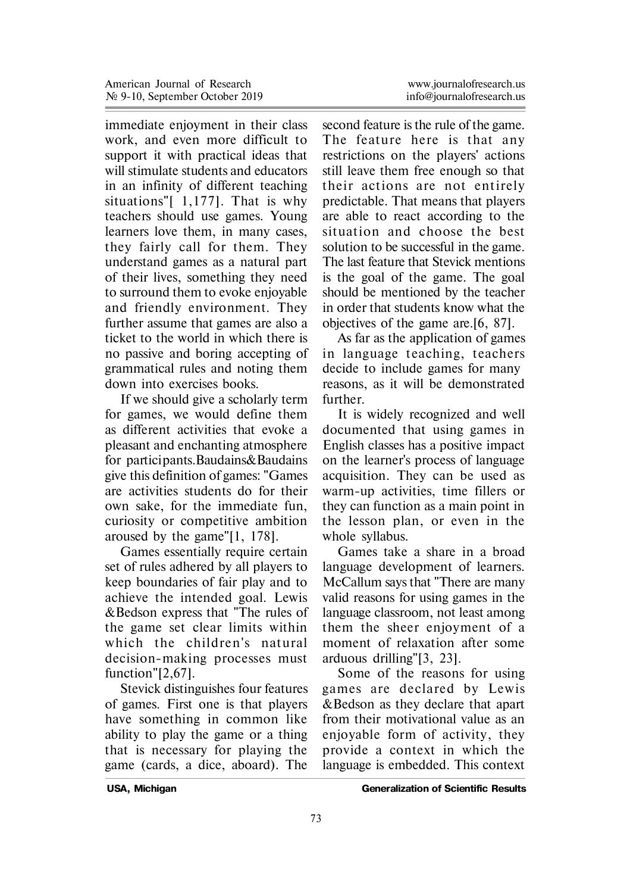immediate enjoyment in their class work, and even more difficult to support it with practical ideas that will stimulate students and educators in an infinity of different teaching situations"[ 1,177]. That is why teachers should use games. Young learners love them, in many cases, they fairly call for them. They understand games as a natural part of their lives, something they need to surround them to evoke enjoyable and friendly environment. They further assume that games are also a ticket to the world in which there is no passive and boring accepting of grammatical rules and noting them down into exercises books.

If we should give a scholarly term for games, we would define them as different activities that evoke a pleasant and enchanting atmosphere for participants.Baudains&Baudains give this definition of games: "Games are activities students do for their own sake, for the immediate fun, curiosity or competitive ambition aroused by the game"[1, 178].

Games essentially require certain set of rules adhered by all players to keep boundaries of fair play and to achieve the intended goal. Lewis &Bedson express that "The rules of the game set clear limits within which the children's natural decision-making processes must function"[2,67].

Stevick distinguishes four features of games. First one is that players have something in common like ability to play the game or a thing that is necessary for playing the game (cards, a dice, aboard). The second feature is the rule of the game. The feature here is that any restrictions on the players' actions still leave them free enough so that their actions are not entirely predictable. That means that players are able to react according to the situation and choose the best solution to be successful in the game. The last feature that Stevick mentions is the goal of the game. The goal should be mentioned by the teacher in order that students know what the objectives of the game are.[6, 87].

As far as the application of games in language teaching, teachers decide to include games for many reasons, as it will be demonstrated further.

It is widely recognized and well documented that using games in English classes has a positive impact on the learner's process of language acquisition. They can be used as warm-up activities, time fillers or they can function as a main point in the lesson plan, or even in the whole syllabus.

Games take a share in a broad language development of learners. McCallum says that "There are many valid reasons for using games in the language classroom, not least among them the sheer enjoyment of a moment of relaxation after some arduous drilling"[3, 23].

Some of the reasons for using games are declared by Lewis &Bedson as they declare that apart from their motivational value as an enjoyable form of activity, they provide a context in which the language is embedded. This context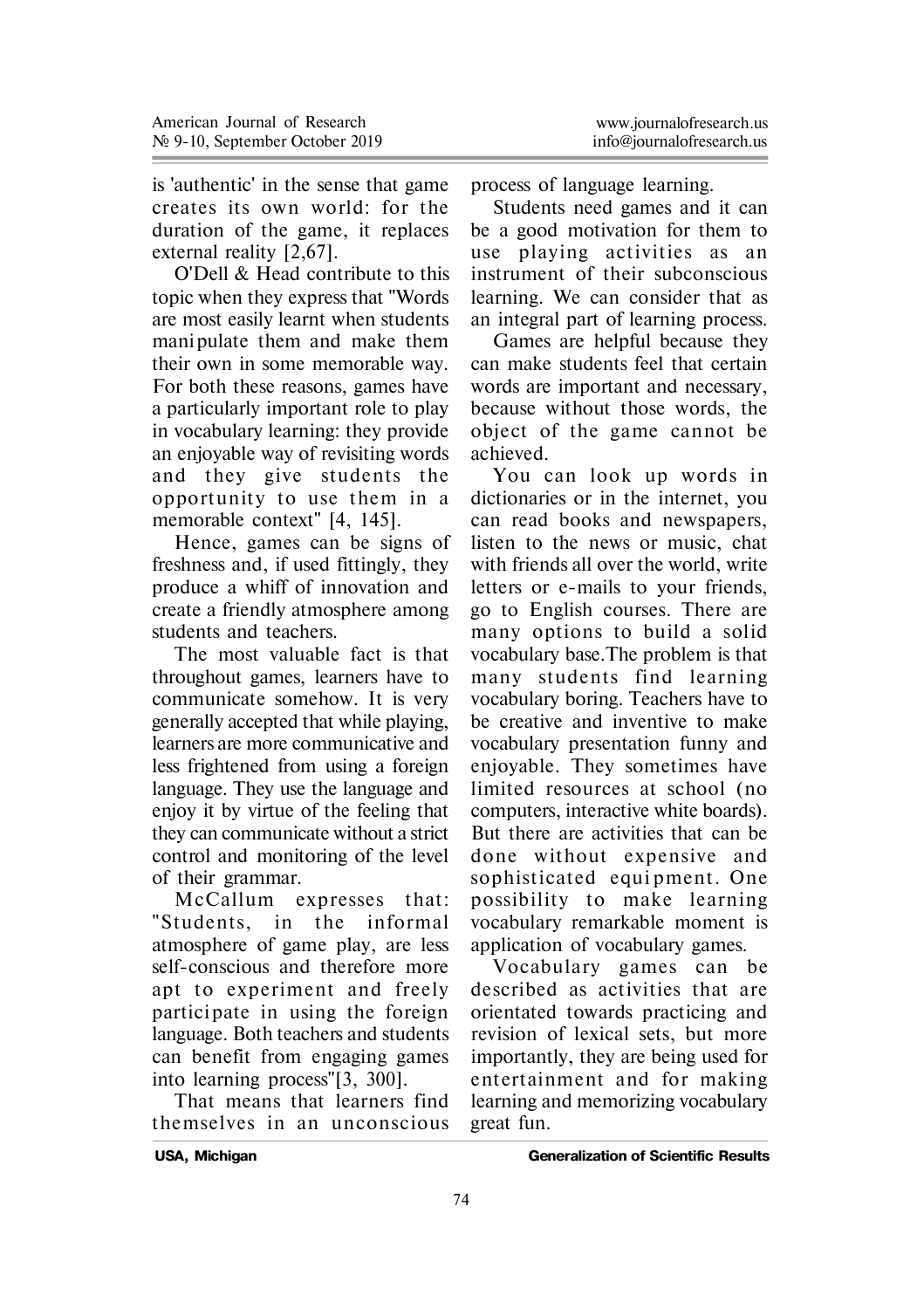is 'authentic' in the sense that game creates its own world: for the duration of the game, it replaces external reality [2,67].

O'Dell & Head contribute to this topic when they express that "Words are most easily learnt when students manipulate them and make them their own in some memorable way. For both these reasons, games have a particularly important role to play in vocabulary learning: they provide an enjoyable way of revisiting words and they give students the opportunity to use them in a memorable context" [4, 145].

Hence, games can be signs of freshness and, if used fittingly, they produce a whiff of innovation and create a friendly atmosphere among students and teachers.

The most valuable fact is that throughout games, learners have to communicate somehow. It is very generally accepted that while playing, learners are more communicative and less frightened from using a foreign language. They use the language and enjoy it by virtue of the feeling that they can communicate without a strict control and monitoring of the level of their grammar.

McCallum expresses that: "Students, in the informal atmosphere of game play, are less self-conscious and therefore more apt to experiment and freely participate in using the foreign language. Both teachers and students can benefit from engaging games into learning process"[3, 300].

That means that learners find themselves in an unconscious process of language learning.

Students need games and it can be a good motivation for them to use playing activities as an instrument of their subconscious learning. We can consider that as an integral part of learning process.

Games are helpful because they can make students feel that certain words are important and necessary, because without those words, the object of the game cannot be achieved.

You can look up words in dictionaries or in the internet, you can read books and newspapers, listen to the news or music, chat with friends all over the world, write letters or e-mails to your friends, go to English courses. There are many options to build a solid vocabulary base.The problem is that many students find learning vocabulary boring. Teachers have to be creative and inventive to make vocabulary presentation funny and enjoyable. They sometimes have limited resources at school (no computers, interactive white boards). But there are activities that can be done without expensive and sophisticated equipment. One possibility to make learning vocabulary remarkable moment is application of vocabulary games.

Vocabulary games can be described as activities that are orientated towards practicing and revision of lexical sets, but more importantly, they are being used for entertainment and for making learning and memorizing vocabulary great fun.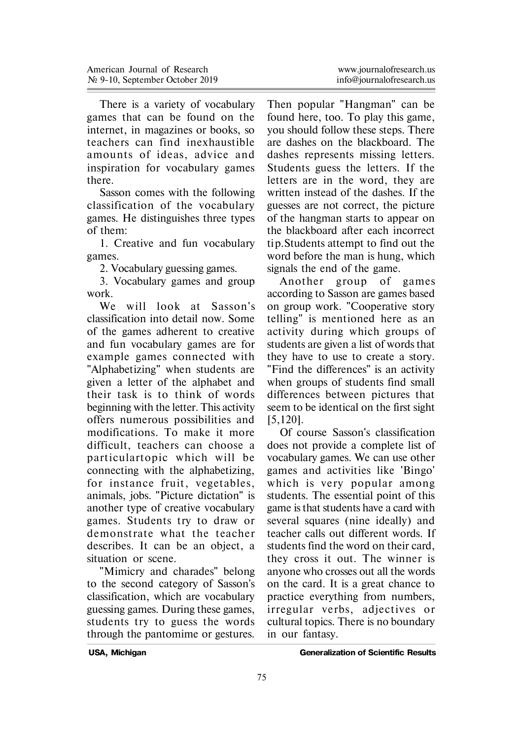There is a variety of vocabulary games that can be found on the internet, in magazines or books, so teachers can find inexhaustible amounts of ideas, advice and inspiration for vocabulary games there.

Sasson comes with the following classification of the vocabulary games. He distinguishes three types of them:

1. Creative and fun vocabulary games.
2. Vocabulary guessing games.
3. Vocabulary games and group work.

We will look at Sasson's classification into detail now. Some of the games adherent to creative and fun vocabulary games are for example games connected with "Alphabetizing" when students are given a letter of the alphabet and their task is to think of words beginning with the letter. This activity offers numerous possibilities and modifications. To make it more difficult, teachers can choose a particulartopic which will be connecting with the alphabetizing, for instance fruit, vegetables, animals, jobs. "Picture dictation" is another type of creative vocabulary games. Students try to draw or demonstrate what the teacher describes. It can be an object, a situation or scene.

"Mimicry and charades" belong to the second category of Sasson's classification, which are vocabulary guessing games. During these games, students try to guess the words through the pantomime or gestures. Then popular "Hangman" can be found here, too. To play this game, you should follow these steps. There are dashes on the blackboard. The dashes represents missing letters. Students guess the letters. If the letters are in the word, they are written instead of the dashes. If the guesses are not correct, the picture of the hangman starts to appear on the blackboard after each incorrect tip.Students attempt to find out the word before the man is hung, which signals the end of the game.

Another group of games according to Sasson are games based on group work. "Cooperative story telling" is mentioned here as an activity during which groups of students are given a list of words that they have to use to create a story. "Find the differences" is an activity when groups of students find small differences between pictures that seem to be identical on the first sight [5,120].

Of course Sasson's classification does not provide a complete list of vocabulary games. We can use other games and activities like 'Bingo' which is very popular among students. The essential point of this game is that students have a card with several squares (nine ideally) and teacher calls out different words. If students find the word on their card, they cross it out. The winner is anyone who crosses out all the words on the card. It is a great chance to practice everything from numbers, irregular verbs, adjectives or cultural topics. There is no boundary in our fantasy.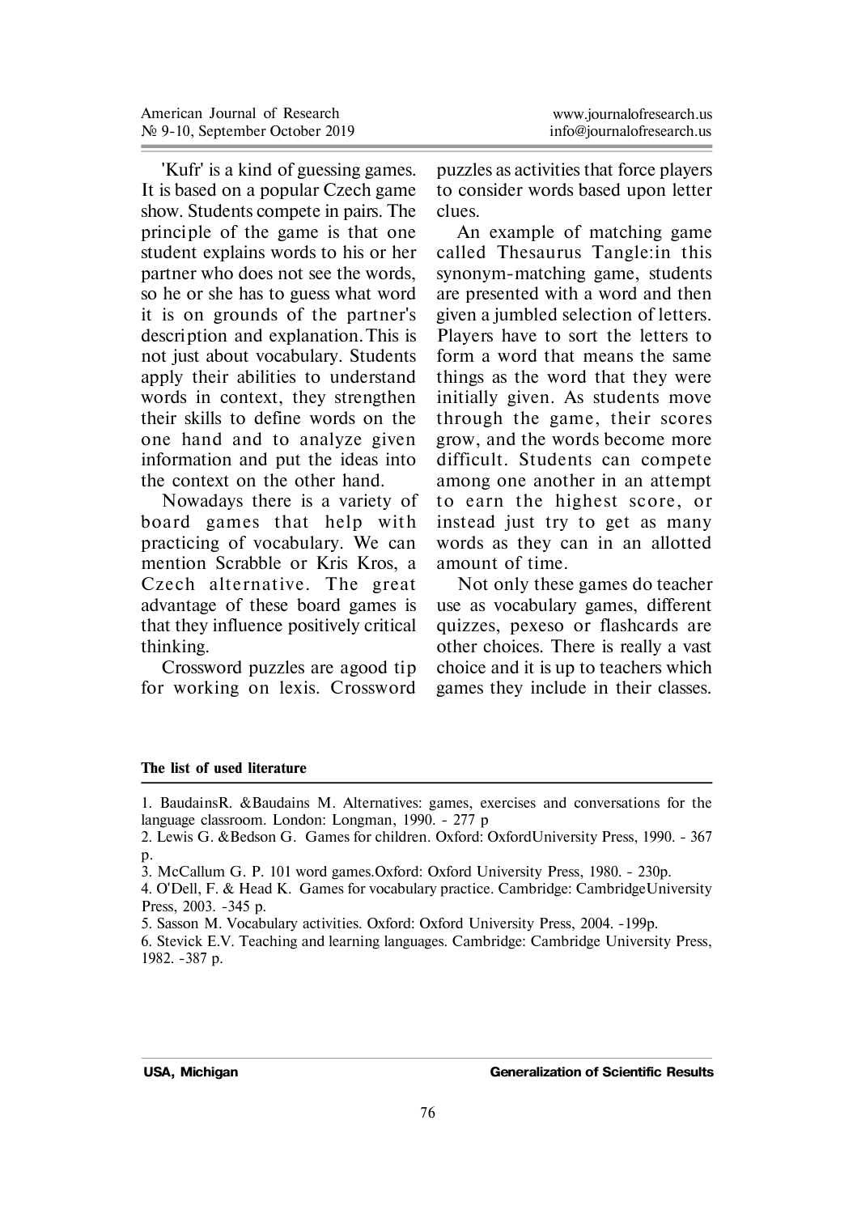'Kufr' is a kind of guessing games. It is based on a popular Czech game show. Students compete in pairs. The principle of the game is that one student explains words to his or her partner who does not see the words, so he or she has to guess what word it is on grounds of the partner's description and explanation. This is not just about vocabulary. Students apply their abilities to understand words in context, they strengthen their skills to define words on the one hand and to analyze given information and put the ideas into the context on the other hand.

Nowadays there is a variety of board games that help with practicing of vocabulary. We can mention Scrabble or Kris Kros, a Czech alternative. The great advantage of these board games is that they influence positively critical thinking.

Crossword puzzles are agood tip for working on lexis. Crossword puzzles as activities that force players to consider words based upon letter clues.

An example of matching game called Thesaurus Tangle:in this synonym-matching game, students are presented with a word and then given a jumbled selection of letters. Players have to sort the letters to form a word that means the same things as the word that they were initially given. As students move through the game, their scores grow, and the words become more difficult. Students can compete among one another in an attempt to earn the highest score, or instead just try to get as many words as they can in an allotted amount of time.

Not only these games do teacher use as vocabulary games, different quizzes, pexeso or flashcards are other choices. There is really a vast choice and it is up to teachers which games they include in their classes.

**The list of used literature**

1. BaudainsR. &Baudains M. Alternatives: games, exercises and conversations for the language classroom. London: Longman, 1990. - 277 p
2. Lewis G. &Bedson G. Games for children. Oxford: OxfordUniversity Press, 1990. - 367 p.
3. McCallum G. P. 101 word games.Oxford: Oxford University Press, 1980. - 230p.
4. O'Dell, F. & Head K. Games for vocabulary practice. Cambridge: CambridgeUniversity Press, 2003. -345 p.
5. Sasson M. Vocabulary activities. Oxford: Oxford University Press, 2004. -199p.
6. Stevick E.V. Teaching and learning languages. Cambridge: Cambridge University Press, 1982. -387 p.